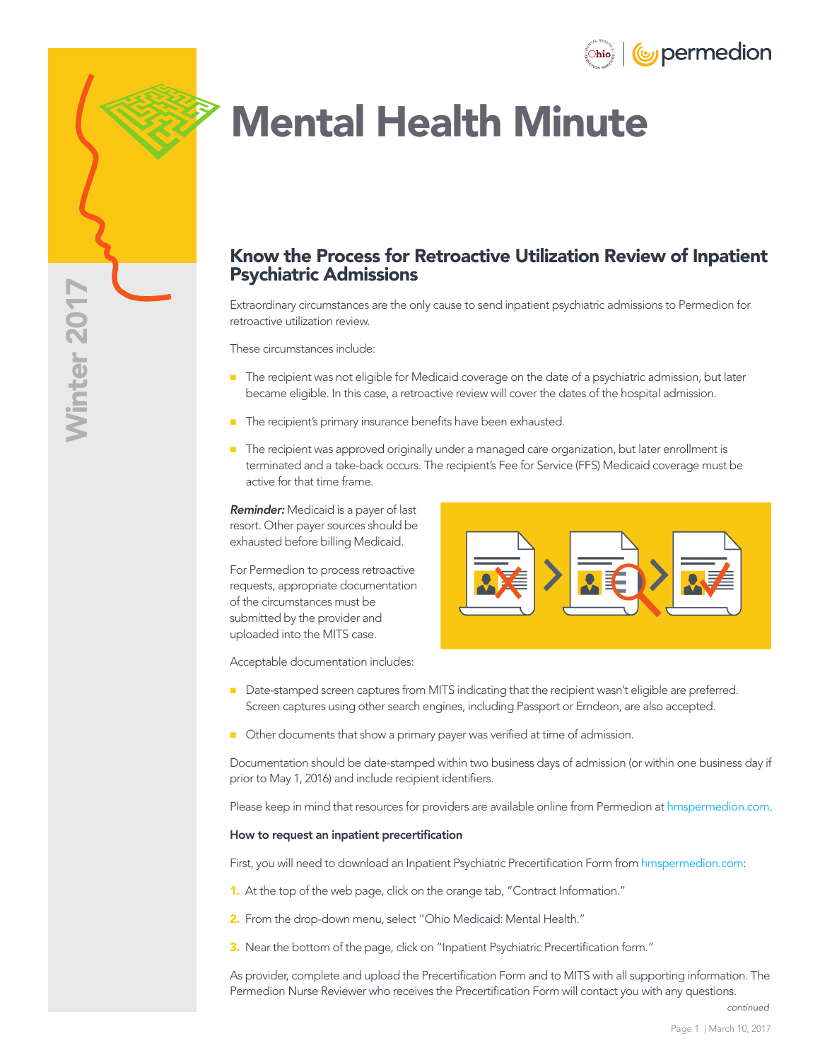# Mental Health Minute

Winter 2017

## Know the Process for Retroactive Utilization Review of Inpatient Psychiatric Admissions

Extraordinary circumstances are the only cause to send inpatient psychiatric admissions to Permedion for retroactive utilization review.

These circumstances include:

- The recipient was not eligible for Medicaid coverage on the date of a psychiatric admission, but later became eligible. In this case, a retroactive review will cover the dates of the hospital admission.
- The recipient's primary insurance benefits have been exhausted.
- The recipient was approved originally under a managed care organization, but later enrollment is terminated and a take-back occurs. The recipient's Fee for Service (FFS) Medicaid coverage must be active for that time frame.

***Reminder:*** Medicaid is a payer of last resort. Other payer sources should be exhausted before billing Medicaid.

For Permedion to process retroactive requests, appropriate documentation of the circumstances must be submitted by the provider and uploaded into the MITS case.

Acceptable documentation includes:

- Date-stamped screen captures from MITS indicating that the recipient wasn't eligible are preferred. Screen captures using other search engines, including Passport or Emdeon, are also accepted.
- Other documents that show a primary payer was verified at time of admission.

Documentation should be date-stamped within two business days of admission (or within one business day if prior to May 1, 2016) and include recipient identifiers.

Please keep in mind that resources for providers are available online from Permedion at hmspermedion.com.

**How to request an inpatient precertification**

First, you will need to download an Inpatient Psychiatric Precertification Form from hmspermedion.com:

1. At the top of the web page, click on the orange tab, "Contract Information."
2. From the drop-down menu, select "Ohio Medicaid: Mental Health."
3. Near the bottom of the page, click on "Inpatient Psychiatric Precertification form."

As provider, complete and upload the Precertification Form and to MITS with all supporting information. The Permedion Nurse Reviewer who receives the Precertification Form will contact you with any questions.

*continued*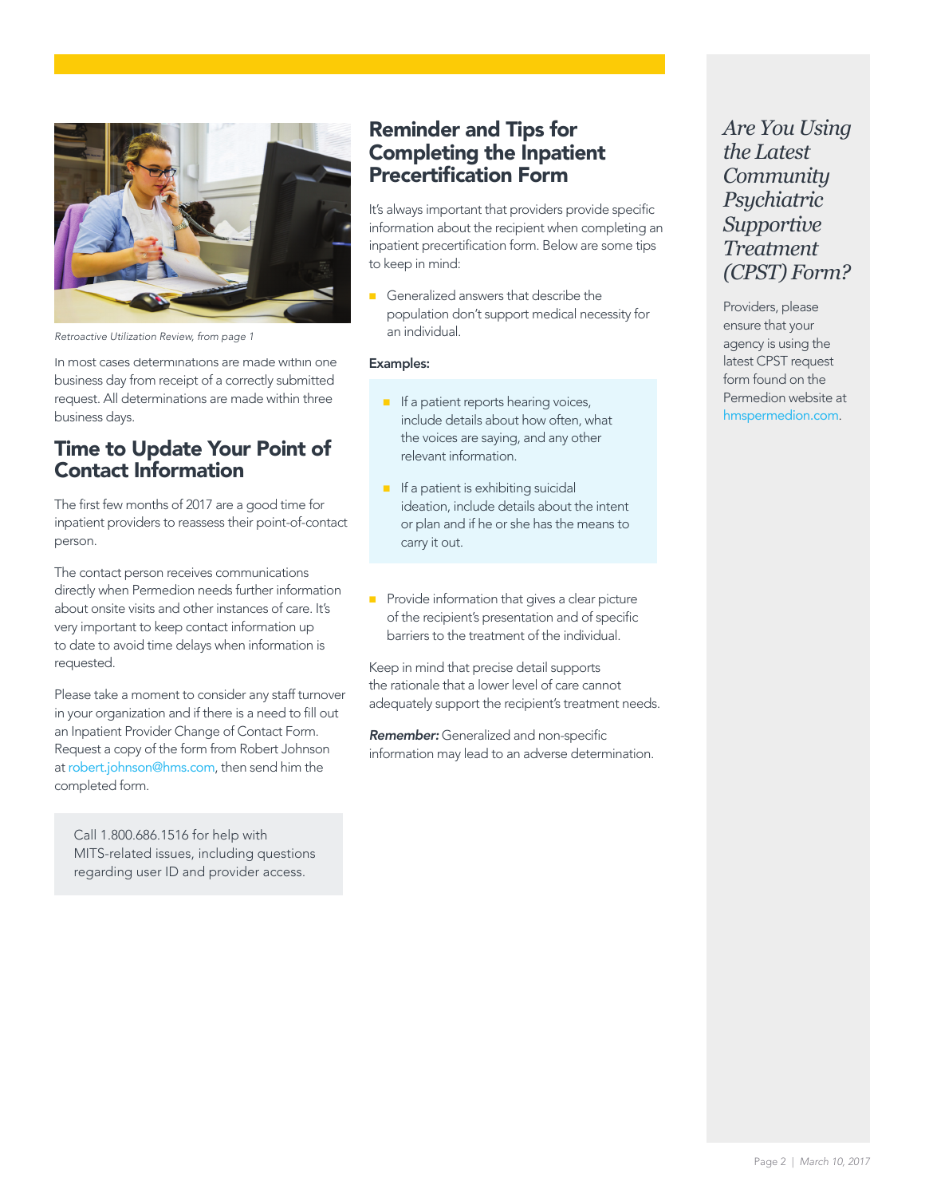*Retroactive Utilization Review, from page 1*

In most cases determinations are made within one business day from receipt of a correctly submitted request. All determinations are made within three business days.

## Time to Update Your Point of Contact Information

The first few months of 2017 are a good time for inpatient providers to reassess their point-of-contact person.

The contact person receives communications directly when Permedion needs further information about onsite visits and other instances of care. It's very important to keep contact information up to date to avoid time delays when information is requested.

Please take a moment to consider any staff turnover in your organization and if there is a need to fill out an Inpatient Provider Change of Contact Form. Request a copy of the form from Robert Johnson at robert.johnson@hms.com, then send him the completed form.

Call 1.800.686.1516 for help with MITS-related issues, including questions regarding user ID and provider access.

## Reminder and Tips for Completing the Inpatient Precertification Form

It's always important that providers provide specific information about the recipient when completing an inpatient precertification form. Below are some tips to keep in mind:

- Generalized answers that describe the population don't support medical necessity for an individual.

**Examples:**

- If a patient reports hearing voices, include details about how often, what the voices are saying, and any other relevant information.
- If a patient is exhibiting suicidal ideation, include details about the intent or plan and if he or she has the means to carry it out.

- Provide information that gives a clear picture of the recipient's presentation and of specific barriers to the treatment of the individual.

Keep in mind that precise detail supports the rationale that a lower level of care cannot adequately support the recipient's treatment needs.

***Remember:*** Generalized and non-specific information may lead to an adverse determination.

## *Are You Using the Latest Community Psychiatric Supportive Treatment (CPST) Form?*

Providers, please ensure that your agency is using the latest CPST request form found on the Permedion website at hmspermedion.com.